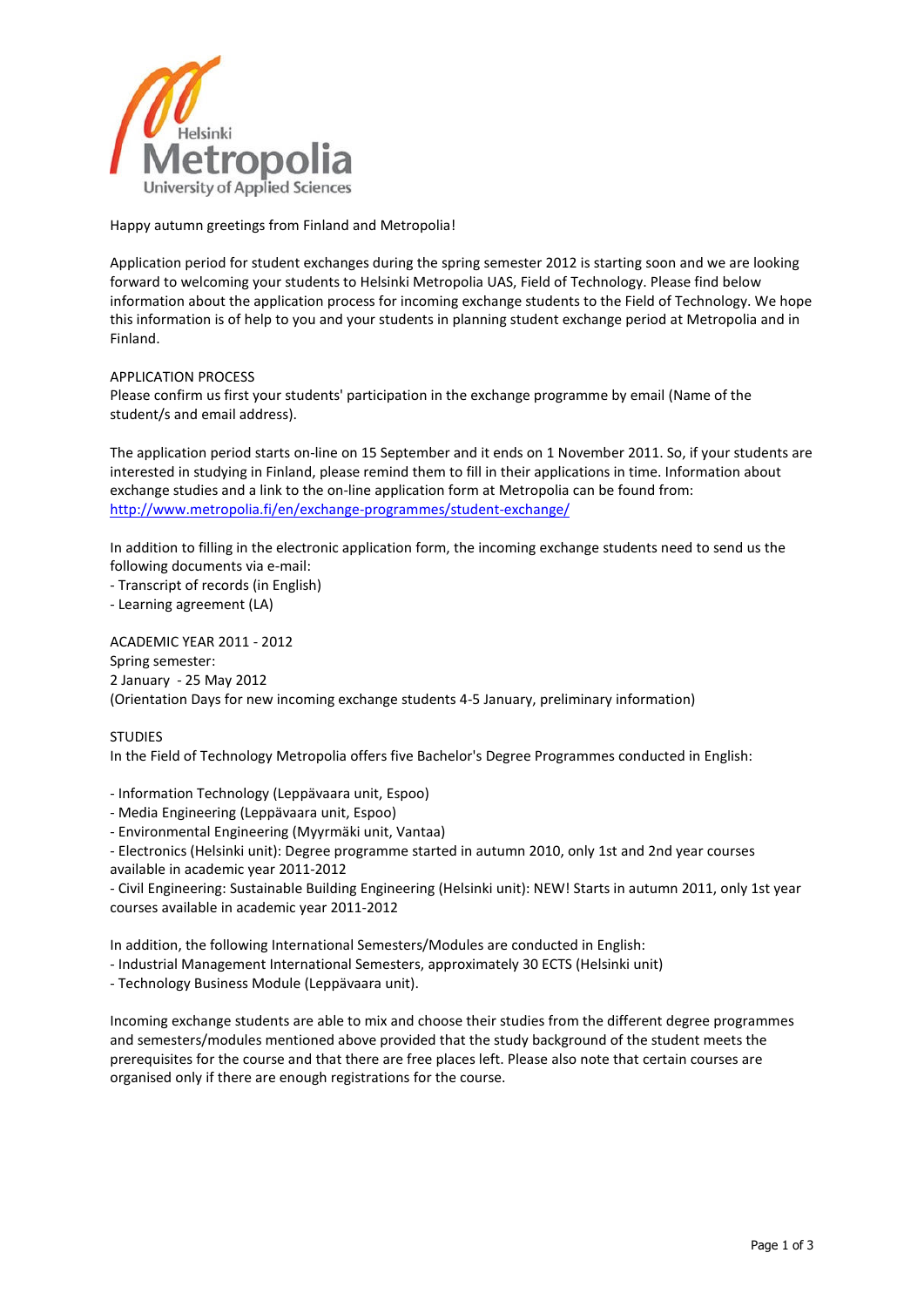Happy autumn greetings from Finland and Metropolia!

Application period for student exchanges during the spring semester 2012 is starting soon and we are looking forward to welcoming your students to Helsinki Metropolia UAS, Field of Technology. Please find below information about the application process for incoming exchange students to the Field of Technology. We hope this information is of help to you and your students in planning student exchange period at Metropolia and in Finland.

## APPLICATION PROCESS

Please confirm us first your students' participation in the exchange programme by email (Name of the student/s and email address).

The application period starts on-line on 15 September and it ends on 1 November 2011. So, if your students are interested in studying in Finland, please remind them to fill in their applications in time. Information about exchange studies and a link to the on-line application form at Metropolia can be found from: [http://www.metropolia.fi/en/exchange-programmes/student-exchange/](http://www.metropolia.fi/en/exchange-programmes/student-exchange/)

In addition to filling in the electronic application form, the incoming exchange students need to send us the following documents via e-mail:
- Transcript of records (in English)
- Learning agreement (LA)

## ACADEMIC YEAR 2011 - 2012

Spring semester:
2 January - 25 May 2012
(Orientation Days for new incoming exchange students 4-5 January, preliminary information)

## STUDIES

In the Field of Technology Metropolia offers five Bachelor's Degree Programmes conducted in English:

- Information Technology (Leppävaara unit, Espoo)
- Media Engineering (Leppävaara unit, Espoo)
- Environmental Engineering (Myyrmäki unit, Vantaa)
- Electronics (Helsinki unit): Degree programme started in autumn 2010, only 1st and 2nd year courses available in academic year 2011-2012
- Civil Engineering: Sustainable Building Engineering (Helsinki unit): NEW! Starts in autumn 2011, only 1st year courses available in academic year 2011-2012

In addition, the following International Semesters/Modules are conducted in English:
- Industrial Management International Semesters, approximately 30 ECTS (Helsinki unit)
- Technology Business Module (Leppävaara unit).

Incoming exchange students are able to mix and choose their studies from the different degree programmes and semesters/modules mentioned above provided that the study background of the student meets the prerequisites for the course and that there are free places left. Please also note that certain courses are organised only if there are enough registrations for the course.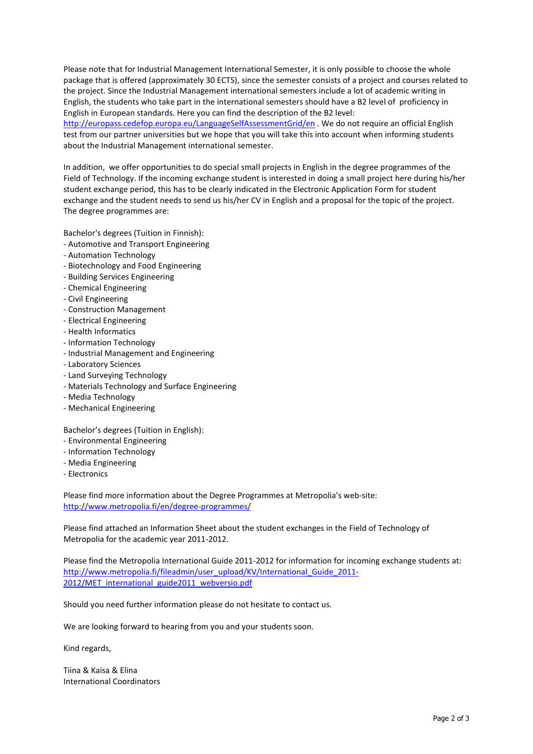Please note that for Industrial Management International Semester, it is only possible to choose the whole package that is offered (approximately 30 ECTS), since the semester consists of a project and courses related to the project. Since the Industrial Management international semesters include a lot of academic writing in English, the students who take part in the international semesters should have a B2 level of proficiency in English in European standards. Here you can find the description of the B2 level: [http://europass.cedefop.europa.eu/LanguageSelfAssessmentGrid/en](http://europass.cedefop.europa.eu/LanguageSelfAssessmentGrid/en) . We do not require an official English test from our partner universities but we hope that you will take this into account when informing students about the Industrial Management international semester.

In addition, we offer opportunities to do special small projects in English in the degree programmes of the Field of Technology. If the incoming exchange student is interested in doing a small project here during his/her student exchange period, this has to be clearly indicated in the Electronic Application Form for student exchange and the student needs to send us his/her CV in English and a proposal for the topic of the project. The degree programmes are:

Bachelor's degrees (Tuition in Finnish):
- Automotive and Transport Engineering
- Automation Technology
- Biotechnology and Food Engineering
- Building Services Engineering
- Chemical Engineering
- Civil Engineering
- Construction Management
- Electrical Engineering
- Health Informatics
- Information Technology
- Industrial Management and Engineering
- Laboratory Sciences
- Land Surveying Technology
- Materials Technology and Surface Engineering
- Media Technology
- Mechanical Engineering

Bachelor's degrees (Tuition in English):
- Environmental Engineering
- Information Technology
- Media Engineering
- Electronics

Please find more information about the Degree Programmes at Metropolia's web-site: [http://www.metropolia.fi/en/degree-programmes/](http://www.metropolia.fi/en/degree-programmes/)

Please find attached an Information Sheet about the student exchanges in the Field of Technology of Metropolia for the academic year 2011-2012.

Please find the Metropolia International Guide 2011-2012 for information for incoming exchange students at: [http://www.metropolia.fi/fileadmin/user_upload/KV/International_Guide_2011-2012/MET_international_guide2011_webversio.pdf](http://www.metropolia.fi/fileadmin/user_upload/KV/International_Guide_2011-2012/MET_international_guide2011_webversio.pdf)

Should you need further information please do not hesitate to contact us.

We are looking forward to hearing from you and your students soon.

Kind regards,

Tiina & Kaisa & Elina
International Coordinators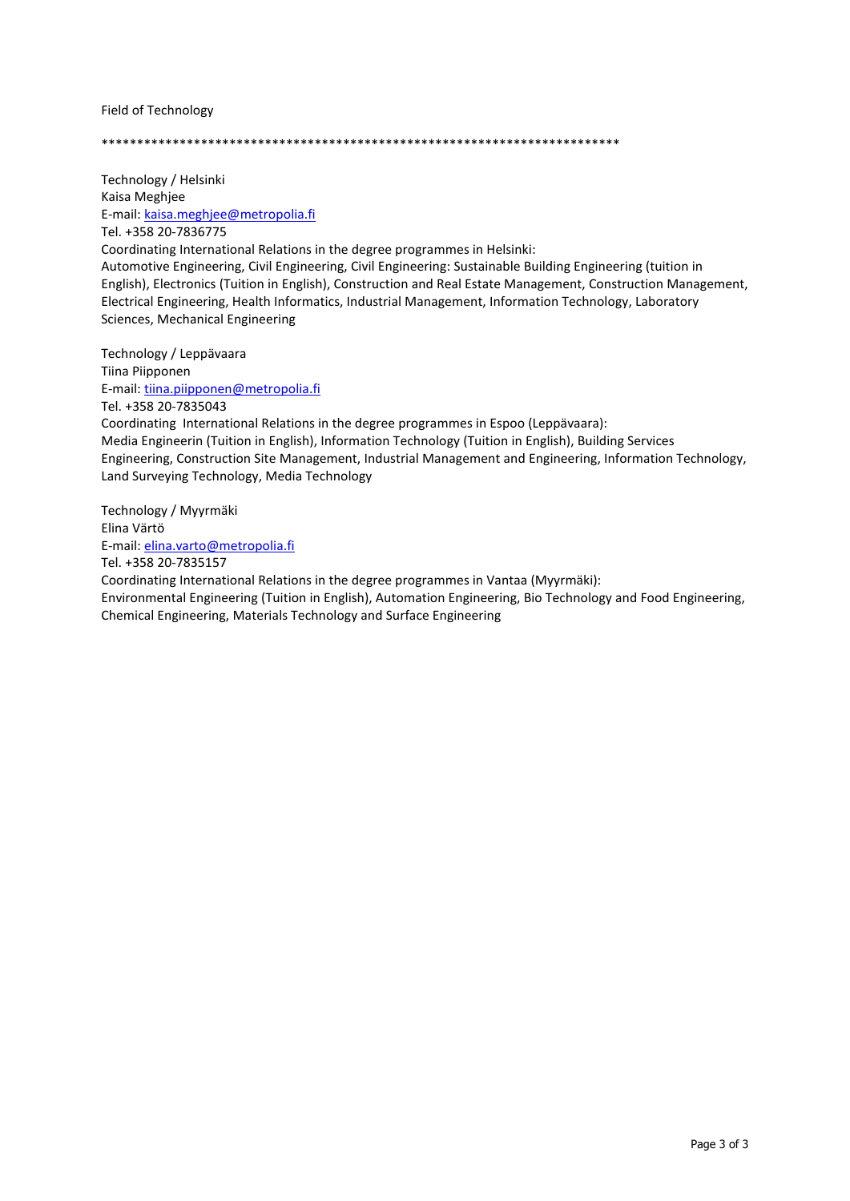Field of Technology

***************************************************************************

Technology / Helsinki
Kaisa Meghjee
E-mail: kaisa.meghjee@metropolia.fi
Tel. +358 20-7836775
Coordinating International Relations in the degree programmes in Helsinki:
Automotive Engineering, Civil Engineering, Civil Engineering: Sustainable Building Engineering (tuition in English), Electronics (Tuition in English), Construction and Real Estate Management, Construction Management, Electrical Engineering, Health Informatics, Industrial Management, Information Technology, Laboratory Sciences, Mechanical Engineering

Technology / Leppävaara
Tiina Piipponen
E-mail: tiina.piipponen@metropolia.fi
Tel. +358 20-7835043
Coordinating International Relations in the degree programmes in Espoo (Leppävaara):
Media Engineerin (Tuition in English), Information Technology (Tuition in English), Building Services Engineering, Construction Site Management, Industrial Management and Engineering, Information Technology, Land Surveying Technology, Media Technology

Technology / Myyrmäki
Elina Värtö
E-mail: elina.varto@metropolia.fi
Tel. +358 20-7835157
Coordinating International Relations in the degree programmes in Vantaa (Myyrmäki):
Environmental Engineering (Tuition in English), Automation Engineering, Bio Technology and Food Engineering, Chemical Engineering, Materials Technology and Surface Engineering